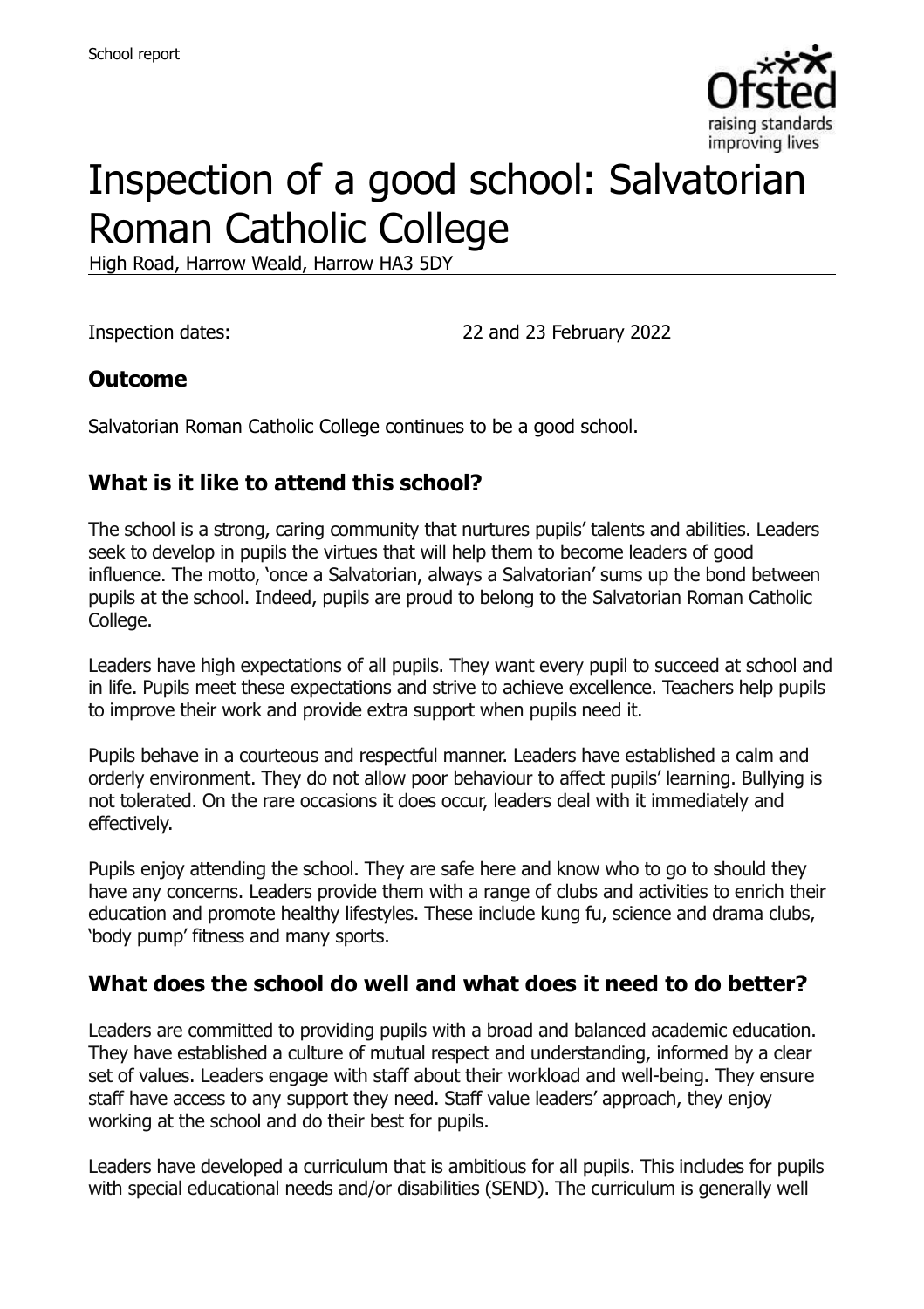School report

# Inspection of a good school: Salvatorian Roman Catholic College

High Road, Harrow Weald, Harrow HA3 5DY

Inspection dates: 22 and 23 February 2022

## Outcome

Salvatorian Roman Catholic College continues to be a good school.

## What is it like to attend this school?

The school is a strong, caring community that nurtures pupils' talents and abilities. Leaders seek to develop in pupils the virtues that will help them to become leaders of good influence. The motto, 'once a Salvatorian, always a Salvatorian' sums up the bond between pupils at the school. Indeed, pupils are proud to belong to the Salvatorian Roman Catholic College.

Leaders have high expectations of all pupils. They want every pupil to succeed at school and in life. Pupils meet these expectations and strive to achieve excellence. Teachers help pupils to improve their work and provide extra support when pupils need it.

Pupils behave in a courteous and respectful manner. Leaders have established a calm and orderly environment. They do not allow poor behaviour to affect pupils' learning. Bullying is not tolerated. On the rare occasions it does occur, leaders deal with it immediately and effectively.

Pupils enjoy attending the school. They are safe here and know who to go to should they have any concerns. Leaders provide them with a range of clubs and activities to enrich their education and promote healthy lifestyles. These include kung fu, science and drama clubs, 'body pump' fitness and many sports.

## What does the school do well and what does it need to do better?

Leaders are committed to providing pupils with a broad and balanced academic education. They have established a culture of mutual respect and understanding, informed by a clear set of values. Leaders engage with staff about their workload and well-being. They ensure staff have access to any support they need. Staff value leaders' approach, they enjoy working at the school and do their best for pupils.

Leaders have developed a curriculum that is ambitious for all pupils. This includes for pupils with special educational needs and/or disabilities (SEND). The curriculum is generally well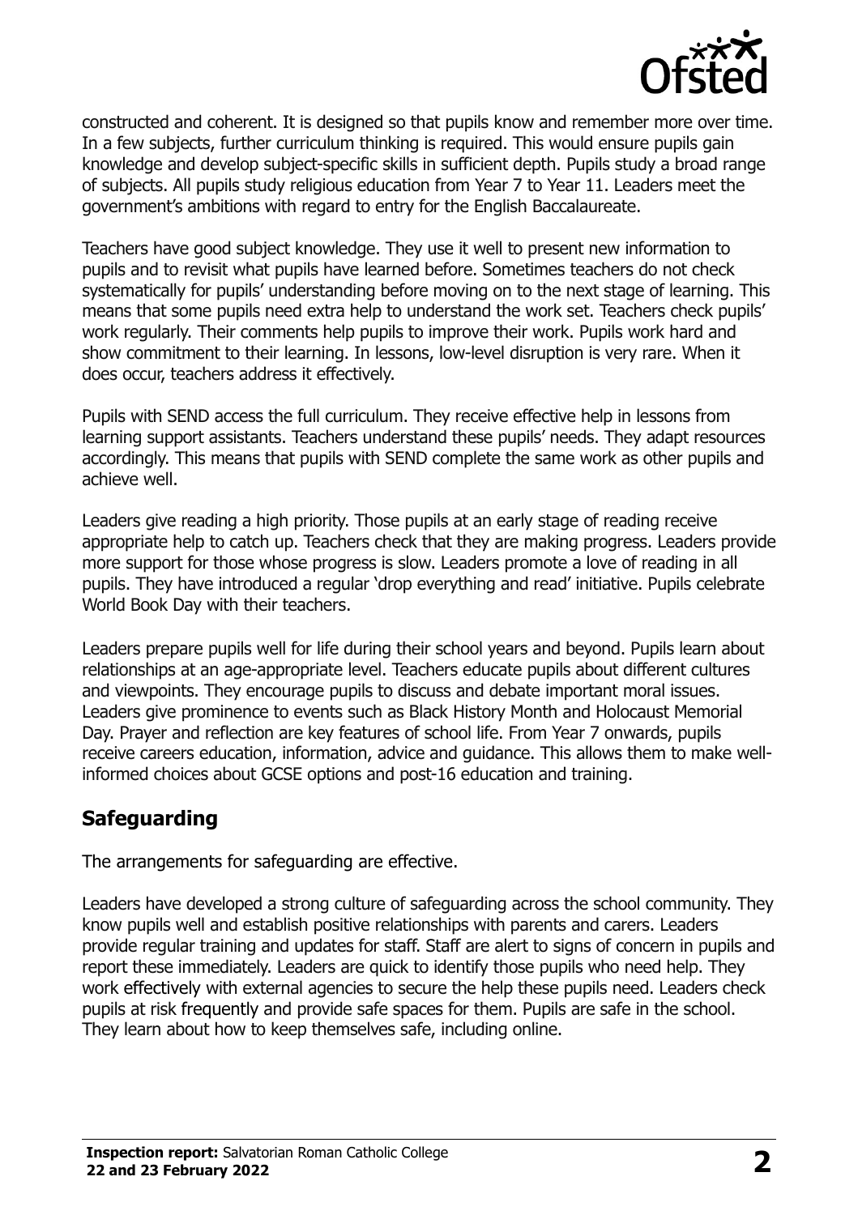constructed and coherent. It is designed so that pupils know and remember more over time. In a few subjects, further curriculum thinking is required. This would ensure pupils gain knowledge and develop subject-specific skills in sufficient depth. Pupils study a broad range of subjects. All pupils study religious education from Year 7 to Year 11. Leaders meet the government's ambitions with regard to entry for the English Baccalaureate.

Teachers have good subject knowledge. They use it well to present new information to pupils and to revisit what pupils have learned before. Sometimes teachers do not check systematically for pupils' understanding before moving on to the next stage of learning. This means that some pupils need extra help to understand the work set. Teachers check pupils' work regularly. Their comments help pupils to improve their work. Pupils work hard and show commitment to their learning. In lessons, low-level disruption is very rare. When it does occur, teachers address it effectively.

Pupils with SEND access the full curriculum. They receive effective help in lessons from learning support assistants. Teachers understand these pupils' needs. They adapt resources accordingly. This means that pupils with SEND complete the same work as other pupils and achieve well.

Leaders give reading a high priority. Those pupils at an early stage of reading receive appropriate help to catch up. Teachers check that they are making progress. Leaders provide more support for those whose progress is slow. Leaders promote a love of reading in all pupils. They have introduced a regular 'drop everything and read' initiative. Pupils celebrate World Book Day with their teachers.

Leaders prepare pupils well for life during their school years and beyond. Pupils learn about relationships at an age-appropriate level. Teachers educate pupils about different cultures and viewpoints. They encourage pupils to discuss and debate important moral issues. Leaders give prominence to events such as Black History Month and Holocaust Memorial Day. Prayer and reflection are key features of school life. From Year 7 onwards, pupils receive careers education, information, advice and guidance. This allows them to make well-informed choices about GCSE options and post-16 education and training.

## Safeguarding

The arrangements for safeguarding are effective.

Leaders have developed a strong culture of safeguarding across the school community. They know pupils well and establish positive relationships with parents and carers. Leaders provide regular training and updates for staff. Staff are alert to signs of concern in pupils and report these immediately. Leaders are quick to identify those pupils who need help. They work effectively with external agencies to secure the help these pupils need. Leaders check pupils at risk frequently and provide safe spaces for them. Pupils are safe in the school. They learn about how to keep themselves safe, including online.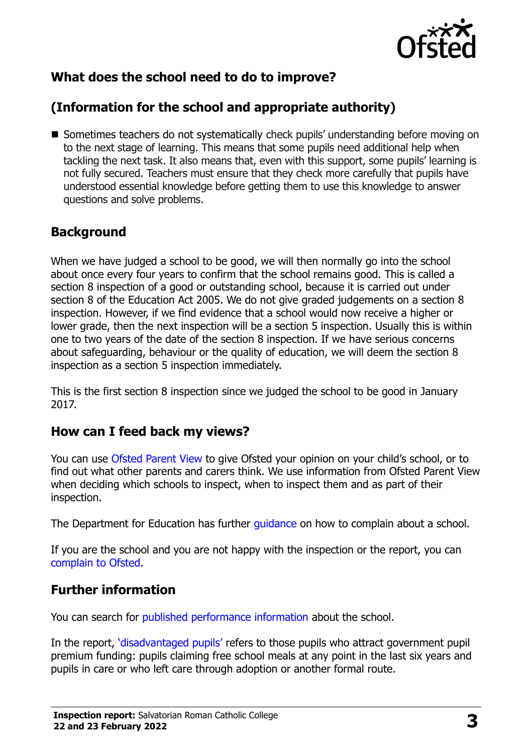## What does the school need to do to improve?

## (Information for the school and appropriate authority)

- Sometimes teachers do not systematically check pupils' understanding before moving on to the next stage of learning. This means that some pupils need additional help when tackling the next task. It also means that, even with this support, some pupils' learning is not fully secured. Teachers must ensure that they check more carefully that pupils have understood essential knowledge before getting them to use this knowledge to answer questions and solve problems.

## Background

When we have judged a school to be good, we will then normally go into the school about once every four years to confirm that the school remains good. This is called a section 8 inspection of a good or outstanding school, because it is carried out under section 8 of the Education Act 2005. We do not give graded judgements on a section 8 inspection. However, if we find evidence that a school would now receive a higher or lower grade, then the next inspection will be a section 5 inspection. Usually this is within one to two years of the date of the section 8 inspection. If we have serious concerns about safeguarding, behaviour or the quality of education, we will deem the section 8 inspection as a section 5 inspection immediately.

This is the first section 8 inspection since we judged the school to be good in January 2017.

## How can I feed back my views?

You can use Ofsted Parent View to give Ofsted your opinion on your child's school, or to find out what other parents and carers think. We use information from Ofsted Parent View when deciding which schools to inspect, when to inspect them and as part of their inspection.

The Department for Education has further guidance on how to complain about a school.

If you are the school and you are not happy with the inspection or the report, you can complain to Ofsted.

## Further information

You can search for published performance information about the school.

In the report, 'disadvantaged pupils' refers to those pupils who attract government pupil premium funding: pupils claiming free school meals at any point in the last six years and pupils in care or who left care through adoption or another formal route.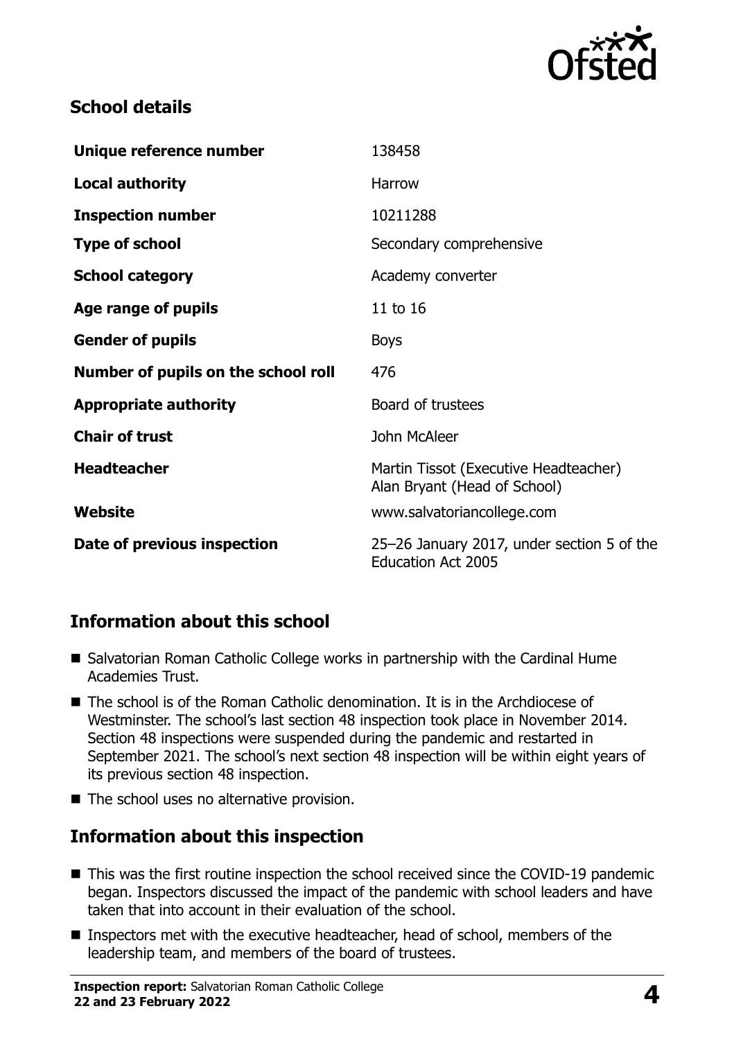## School details

| | |
|---|---|
| **Unique reference number** | 138458 |
| **Local authority** | Harrow |
| **Inspection number** | 10211288 |
| **Type of school** | Secondary comprehensive |
| **School category** | Academy converter |
| **Age range of pupils** | 11 to 16 |
| **Gender of pupils** | Boys |
| **Number of pupils on the school roll** | 476 |
| **Appropriate authority** | Board of trustees |
| **Chair of trust** | John McAleer |
| **Headteacher** | Martin Tissot (Executive Headteacher)<br>Alan Bryant (Head of School) |
| **Website** | www.salvatoriancollege.com |
| **Date of previous inspection** | 25–26 January 2017, under section 5 of the Education Act 2005 |

## Information about this school

- Salvatorian Roman Catholic College works in partnership with the Cardinal Hume Academies Trust.
- The school is of the Roman Catholic denomination. It is in the Archdiocese of Westminster. The school's last section 48 inspection took place in November 2014. Section 48 inspections were suspended during the pandemic and restarted in September 2021. The school's next section 48 inspection will be within eight years of its previous section 48 inspection.
- The school uses no alternative provision.

## Information about this inspection

- This was the first routine inspection the school received since the COVID-19 pandemic began. Inspectors discussed the impact of the pandemic with school leaders and have taken that into account in their evaluation of the school.
- Inspectors met with the executive headteacher, head of school, members of the leadership team, and members of the board of trustees.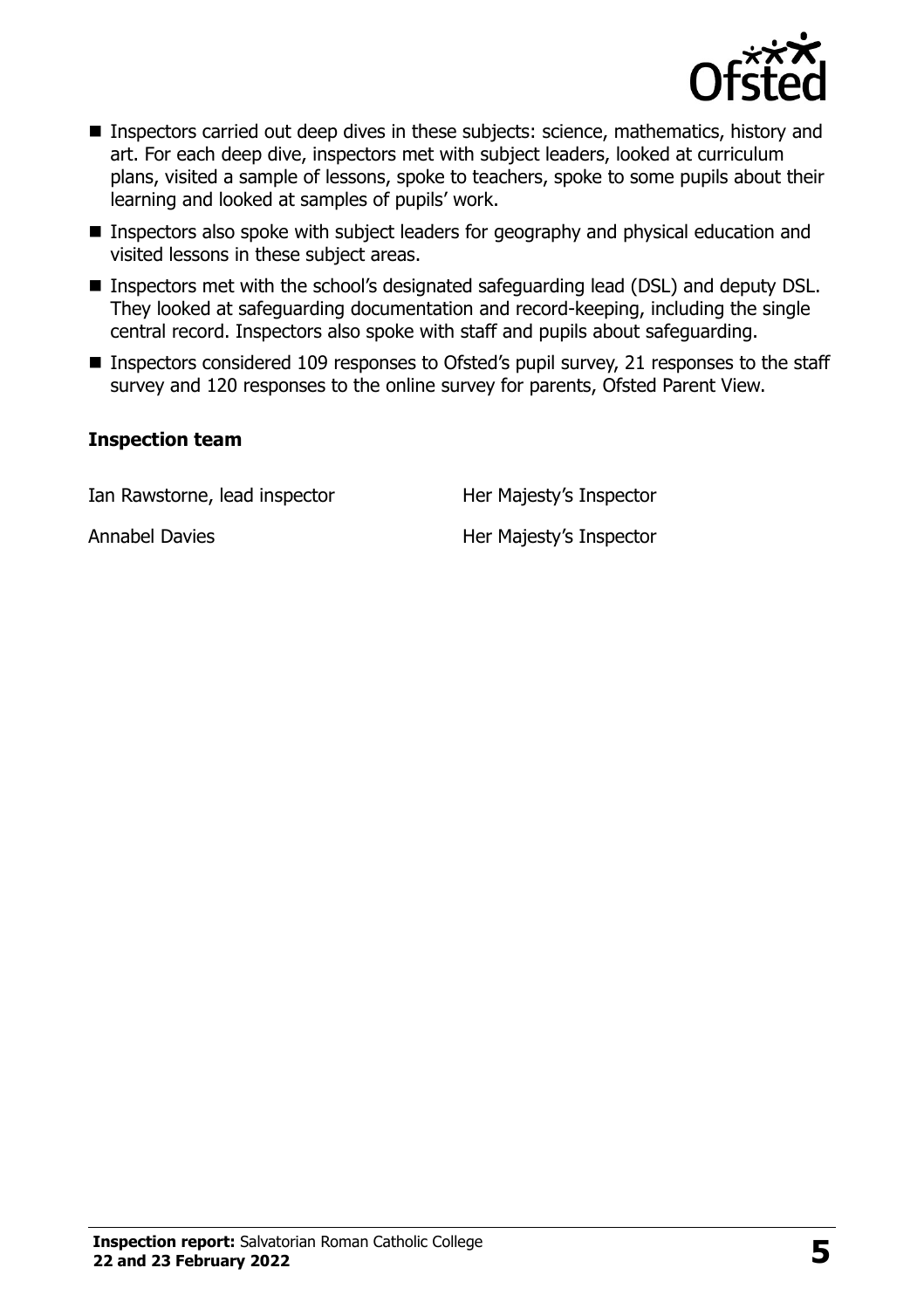- Inspectors carried out deep dives in these subjects: science, mathematics, history and art. For each deep dive, inspectors met with subject leaders, looked at curriculum plans, visited a sample of lessons, spoke to teachers, spoke to some pupils about their learning and looked at samples of pupils' work.
- Inspectors also spoke with subject leaders for geography and physical education and visited lessons in these subject areas.
- Inspectors met with the school's designated safeguarding lead (DSL) and deputy DSL. They looked at safeguarding documentation and record-keeping, including the single central record. Inspectors also spoke with staff and pupils about safeguarding.
- Inspectors considered 109 responses to Ofsted's pupil survey, 21 responses to the staff survey and 120 responses to the online survey for parents, Ofsted Parent View.

### Inspection team

| | |
|---|---|
| Ian Rawstorne, lead inspector | Her Majesty's Inspector |
| Annabel Davies | Her Majesty's Inspector |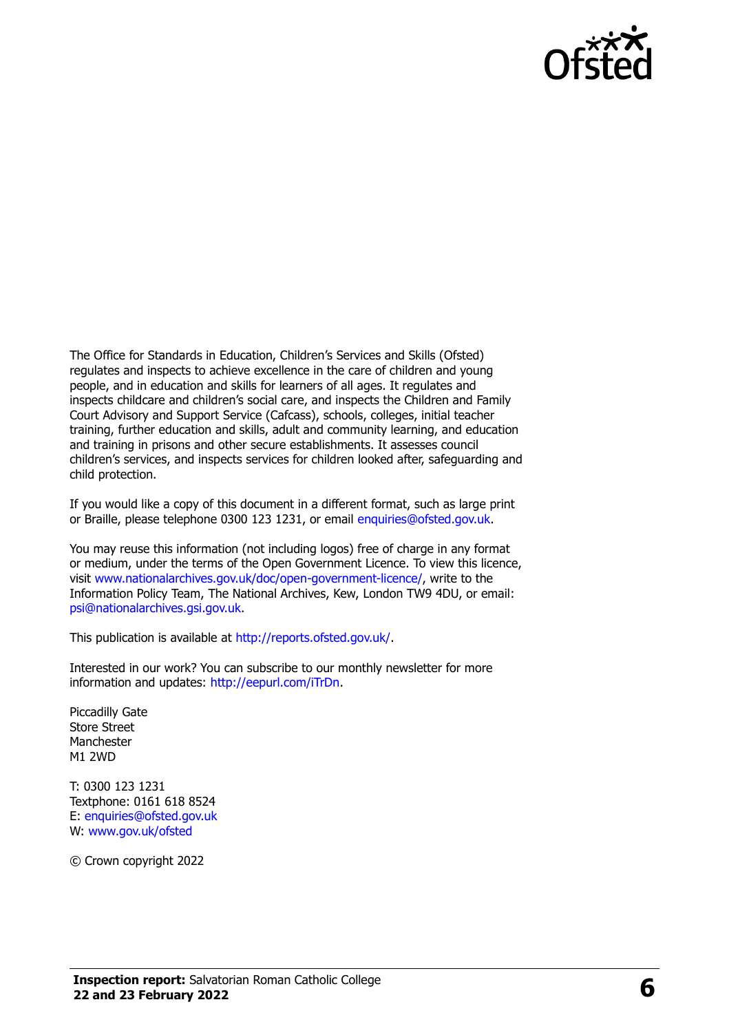The Office for Standards in Education, Children's Services and Skills (Ofsted) regulates and inspects to achieve excellence in the care of children and young people, and in education and skills for learners of all ages. It regulates and inspects childcare and children's social care, and inspects the Children and Family Court Advisory and Support Service (Cafcass), schools, colleges, initial teacher training, further education and skills, adult and community learning, and education and training in prisons and other secure establishments. It assesses council children's services, and inspects services for children looked after, safeguarding and child protection.

If you would like a copy of this document in a different format, such as large print or Braille, please telephone 0300 123 1231, or email enquiries@ofsted.gov.uk.

You may reuse this information (not including logos) free of charge in any format or medium, under the terms of the Open Government Licence. To view this licence, visit www.nationalarchives.gov.uk/doc/open-government-licence/, write to the Information Policy Team, The National Archives, Kew, London TW9 4DU, or email: psi@nationalarchives.gsi.gov.uk.

This publication is available at http://reports.ofsted.gov.uk/.

Interested in our work? You can subscribe to our monthly newsletter for more information and updates: http://eepurl.com/iTrDn.

Piccadilly Gate
Store Street
Manchester
M1 2WD

T: 0300 123 1231
Textphone: 0161 618 8524
E: enquiries@ofsted.gov.uk
W: www.gov.uk/ofsted

© Crown copyright 2022